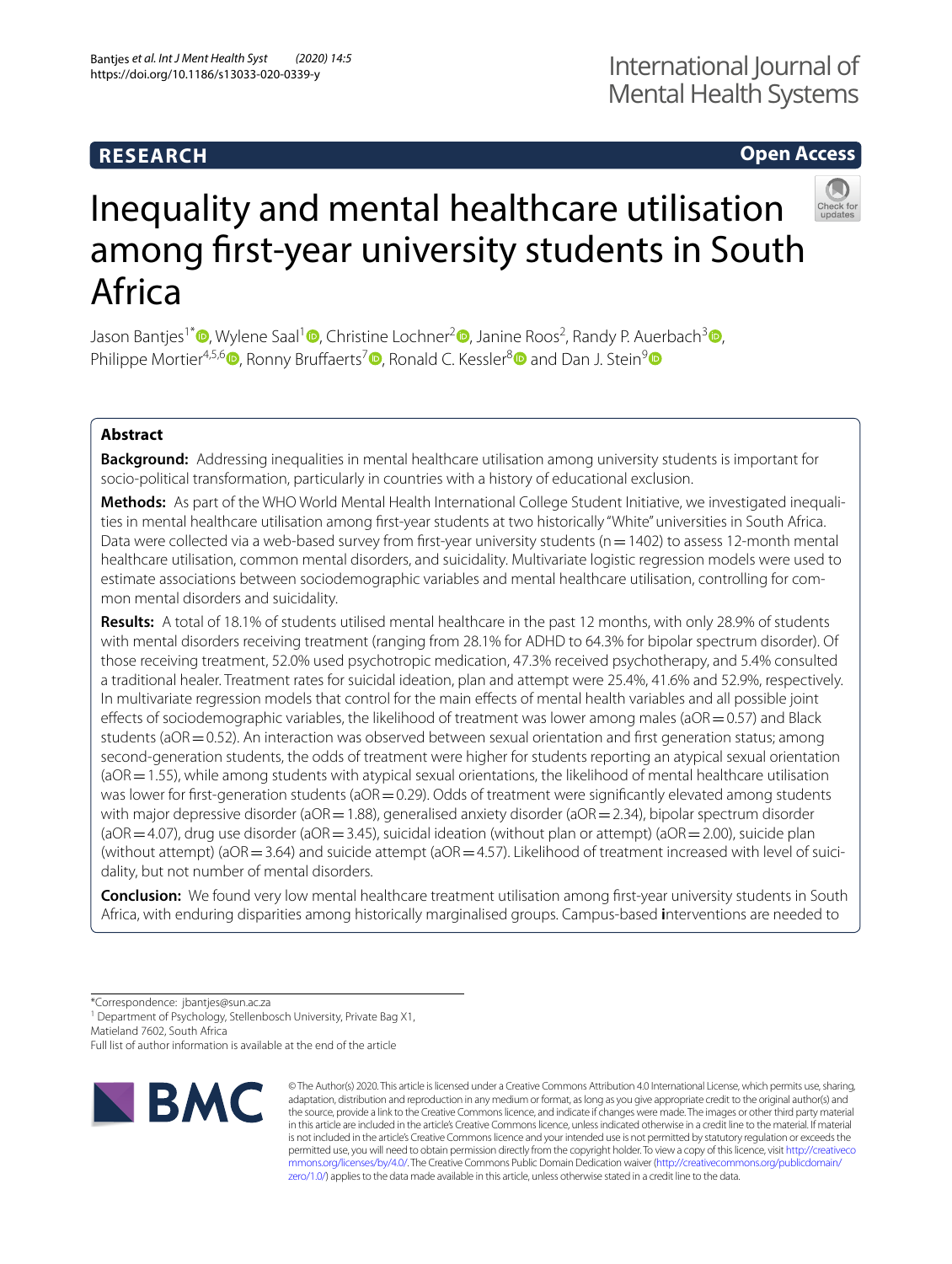**RESEARCH** **Open Access**

# Inequality and mental healthcare utilisation among first-year university students in South Africa

Jason Bantjes[1*], Wylene Saal[1], Christine Lochner[2], Janine Roos[2], Randy P. Auerbach[3], Philippe Mortier[4,5,6], Ronny Bruffaerts[7], Ronald C. Kessler[8] and Dan J. Stein[9]

## Abstract

**Background:** Addressing inequalities in mental healthcare utilisation among university students is important for socio-political transformation, particularly in countries with a history of educational exclusion.

**Methods:** As part of the WHO World Mental Health International College Student Initiative, we investigated inequalities in mental healthcare utilisation among first-year students at two historically "White" universities in South Africa. Data were collected via a web-based survey from first-year university students (n = 1402) to assess 12-month mental healthcare utilisation, common mental disorders, and suicidality. Multivariate logistic regression models were used to estimate associations between sociodemographic variables and mental healthcare utilisation, controlling for common mental disorders and suicidality.

**Results:** A total of 18.1% of students utilised mental healthcare in the past 12 months, with only 28.9% of students with mental disorders receiving treatment (ranging from 28.1% for ADHD to 64.3% for bipolar spectrum disorder). Of those receiving treatment, 52.0% used psychotropic medication, 47.3% received psychotherapy, and 5.4% consulted a traditional healer. Treatment rates for suicidal ideation, plan and attempt were 25.4%, 41.6% and 52.9%, respectively. In multivariate regression models that control for the main effects of mental health variables and all possible joint effects of sociodemographic variables, the likelihood of treatment was lower among males (aOR = 0.57) and Black students (aOR = 0.52). An interaction was observed between sexual orientation and first generation status; among second-generation students, the odds of treatment were higher for students reporting an atypical sexual orientation (aOR = 1.55), while among students with atypical sexual orientations, the likelihood of mental healthcare utilisation was lower for first-generation students (aOR = 0.29). Odds of treatment were significantly elevated among students with major depressive disorder (aOR = 1.88), generalised anxiety disorder (aOR = 2.34), bipolar spectrum disorder (aOR = 4.07), drug use disorder (aOR = 3.45), suicidal ideation (without plan or attempt) (aOR = 2.00), suicide plan (without attempt) (aOR = 3.64) and suicide attempt (aOR = 4.57). Likelihood of treatment increased with level of suicidality, but not number of mental disorders.

**Conclusion:** We found very low mental healthcare treatment utilisation among first-year university students in South Africa, with enduring disparities among historically marginalised groups. Campus-based **i**nterventions are needed to

*Correspondence: jbantjes@sun.ac.za
[1] Department of Psychology, Stellenbosch University, Private Bag X1, Matieland 7602, South Africa
Full list of author information is available at the end of the article

© The Author(s) 2020. This article is licensed under a Creative Commons Attribution 4.0 International License, which permits use, sharing, adaptation, distribution and reproduction in any medium or format, as long as you give appropriate credit to the original author(s) and the source, provide a link to the Creative Commons licence, and indicate if changes were made. The images or other third party material in this article are included in the article's Creative Commons licence, unless indicated otherwise in a credit line to the material. If material is not included in the article's Creative Commons licence and your intended use is not permitted by statutory regulation or exceeds the permitted use, you will need to obtain permission directly from the copyright holder. To view a copy of this licence, visit http://creativecommons.org/licenses/by/4.0/. The Creative Commons Public Domain Dedication waiver (http://creativecommons.org/publicdomain/zero/1.0/) applies to the data made available in this article, unless otherwise stated in a credit line to the data.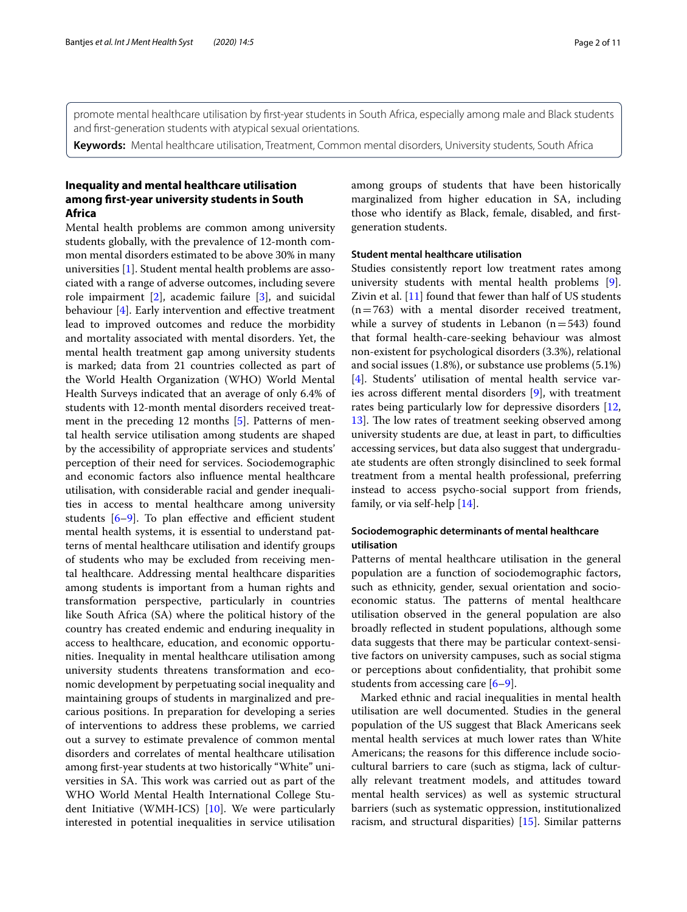promote mental healthcare utilisation by first-year students in South Africa, especially among male and Black students and first-generation students with atypical sexual orientations.

**Keywords:** Mental healthcare utilisation, Treatment, Common mental disorders, University students, South Africa

## Inequality and mental healthcare utilisation among first-year university students in South Africa

Mental health problems are common among university students globally, with the prevalence of 12-month common mental disorders estimated to be above 30% in many universities [1]. Student mental health problems are associated with a range of adverse outcomes, including severe role impairment [2], academic failure [3], and suicidal behaviour [4]. Early intervention and effective treatment lead to improved outcomes and reduce the morbidity and mortality associated with mental disorders. Yet, the mental health treatment gap among university students is marked; data from 21 countries collected as part of the World Health Organization (WHO) World Mental Health Surveys indicated that an average of only 6.4% of students with 12-month mental disorders received treatment in the preceding 12 months [5]. Patterns of mental health service utilisation among students are shaped by the accessibility of appropriate services and students' perception of their need for services. Sociodemographic and economic factors also influence mental healthcare utilisation, with considerable racial and gender inequalities in access to mental healthcare among university students [6–9]. To plan effective and efficient student mental health systems, it is essential to understand patterns of mental healthcare utilisation and identify groups of students who may be excluded from receiving mental healthcare. Addressing mental healthcare disparities among students is important from a human rights and transformation perspective, particularly in countries like South Africa (SA) where the political history of the country has created endemic and enduring inequality in access to healthcare, education, and economic opportunities. Inequality in mental healthcare utilisation among university students threatens transformation and economic development by perpetuating social inequality and maintaining groups of students in marginalized and precarious positions. In preparation for developing a series of interventions to address these problems, we carried out a survey to estimate prevalence of common mental disorders and correlates of mental healthcare utilisation among first-year students at two historically "White" universities in SA. This work was carried out as part of the WHO World Mental Health International College Student Initiative (WMH-ICS) [10]. We were particularly interested in potential inequalities in service utilisation among groups of students that have been historically marginalized from higher education in SA, including those who identify as Black, female, disabled, and first-generation students.

### Student mental healthcare utilisation

Studies consistently report low treatment rates among university students with mental health problems [9]. Zivin et al. [11] found that fewer than half of US students (n = 763) with a mental disorder received treatment, while a survey of students in Lebanon (n = 543) found that formal health-care-seeking behaviour was almost non-existent for psychological disorders (3.3%), relational and social issues (1.8%), or substance use problems (5.1%) [4]. Students' utilisation of mental health service varies across different mental disorders [9], with treatment rates being particularly low for depressive disorders [12, 13]. The low rates of treatment seeking observed among university students are due, at least in part, to difficulties accessing services, but data also suggest that undergraduate students are often strongly disinclined to seek formal treatment from a mental health professional, preferring instead to access psycho-social support from friends, family, or via self-help [14].

### Sociodemographic determinants of mental healthcare utilisation

Patterns of mental healthcare utilisation in the general population are a function of sociodemographic factors, such as ethnicity, gender, sexual orientation and socioeconomic status. The patterns of mental healthcare utilisation observed in the general population are also broadly reflected in student populations, although some data suggests that there may be particular context-sensitive factors on university campuses, such as social stigma or perceptions about confidentiality, that prohibit some students from accessing care [6–9].

Marked ethnic and racial inequalities in mental health utilisation are well documented. Studies in the general population of the US suggest that Black Americans seek mental health services at much lower rates than White Americans; the reasons for this difference include socio-cultural barriers to care (such as stigma, lack of culturally relevant treatment models, and attitudes toward mental health services) as well as systemic structural barriers (such as systematic oppression, institutionalized racism, and structural disparities) [15]. Similar patterns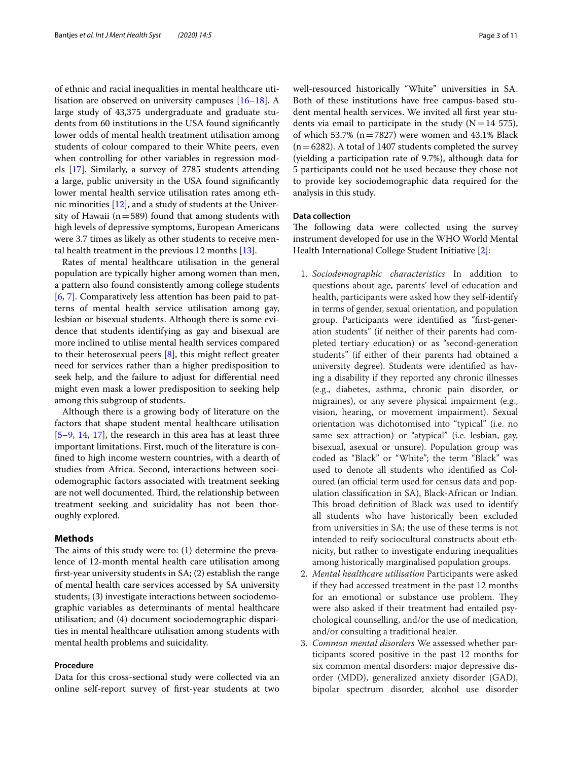of ethnic and racial inequalities in mental healthcare utilisation are observed on university campuses [16–18]. A large study of 43,375 undergraduate and graduate students from 60 institutions in the USA found significantly lower odds of mental health treatment utilisation among students of colour compared to their White peers, even when controlling for other variables in regression models [17]. Similarly, a survey of 2785 students attending a large, public university in the USA found significantly lower mental health service utilisation rates among ethnic minorities [12], and a study of students at the University of Hawaii (n = 589) found that among students with high levels of depressive symptoms, European Americans were 3.7 times as likely as other students to receive mental health treatment in the previous 12 months [13].

Rates of mental healthcare utilisation in the general population are typically higher among women than men, a pattern also found consistently among college students [6, 7]. Comparatively less attention has been paid to patterns of mental health service utilisation among gay, lesbian or bisexual students. Although there is some evidence that students identifying as gay and bisexual are more inclined to utilise mental health services compared to their heterosexual peers [8], this might reflect greater need for services rather than a higher predisposition to seek help, and the failure to adjust for differential need might even mask a lower predisposition to seeking help among this subgroup of students.

Although there is a growing body of literature on the factors that shape student mental healthcare utilisation [5–9, 14, 17], the research in this area has at least three important limitations. First, much of the literature is confined to high income western countries, with a dearth of studies from Africa. Second, interactions between sociodemographic factors associated with treatment seeking are not well documented. Third, the relationship between treatment seeking and suicidality has not been thoroughly explored.

## Methods

The aims of this study were to: (1) determine the prevalence of 12-month mental health care utilisation among first-year university students in SA; (2) establish the range of mental health care services accessed by SA university students; (3) investigate interactions between sociodemographic variables as determinants of mental healthcare utilisation; and (4) document sociodemographic disparities in mental healthcare utilisation among students with mental health problems and suicidality.

### Procedure

Data for this cross-sectional study were collected via an online self-report survey of first-year students at two well-resourced historically "White" universities in SA. Both of these institutions have free campus-based student mental health services. We invited all first year students via email to participate in the study (N = 14 575), of which 53.7% (n = 7827) were women and 43.1% Black (n = 6282). A total of 1407 students completed the survey (yielding a participation rate of 9.7%), although data for 5 participants could not be used because they chose not to provide key sociodemographic data required for the analysis in this study.

### Data collection

The following data were collected using the survey instrument developed for use in the WHO World Mental Health International College Student Initiative [2]:

1. *Sociodemographic characteristics* In addition to questions about age, parents' level of education and health, participants were asked how they self-identify in terms of gender, sexual orientation, and population group. Participants were identified as "first-generation students" (if neither of their parents had completed tertiary education) or as "second-generation students" (if either of their parents had obtained a university degree). Students were identified as having a disability if they reported any chronic illnesses (e.g., diabetes, asthma, chronic pain disorder, or migraines), or any severe physical impairment (e.g., vision, hearing, or movement impairment). Sexual orientation was dichotomised into "typical" (i.e. no same sex attraction) or "atypical" (i.e. lesbian, gay, bisexual, asexual or unsure). Population group was coded as "Black" or "White"; the term "Black" was used to denote all students who identified as Coloured (an official term used for census data and population classification in SA), Black-African or Indian. This broad definition of Black was used to identify all students who have historically been excluded from universities in SA; the use of these terms is not intended to reify sociocultural constructs about ethnicity, but rather to investigate enduring inequalities among historically marginalised population groups.
2. *Mental healthcare utilisation* Participants were asked if they had accessed treatment in the past 12 months for an emotional or substance use problem. They were also asked if their treatment had entailed psychological counselling, and/or the use of medication, and/or consulting a traditional healer.
3. *Common mental disorders* We assessed whether participants scored positive in the past 12 months for six common mental disorders: major depressive disorder (MDD), generalized anxiety disorder (GAD), bipolar spectrum disorder, alcohol use disorder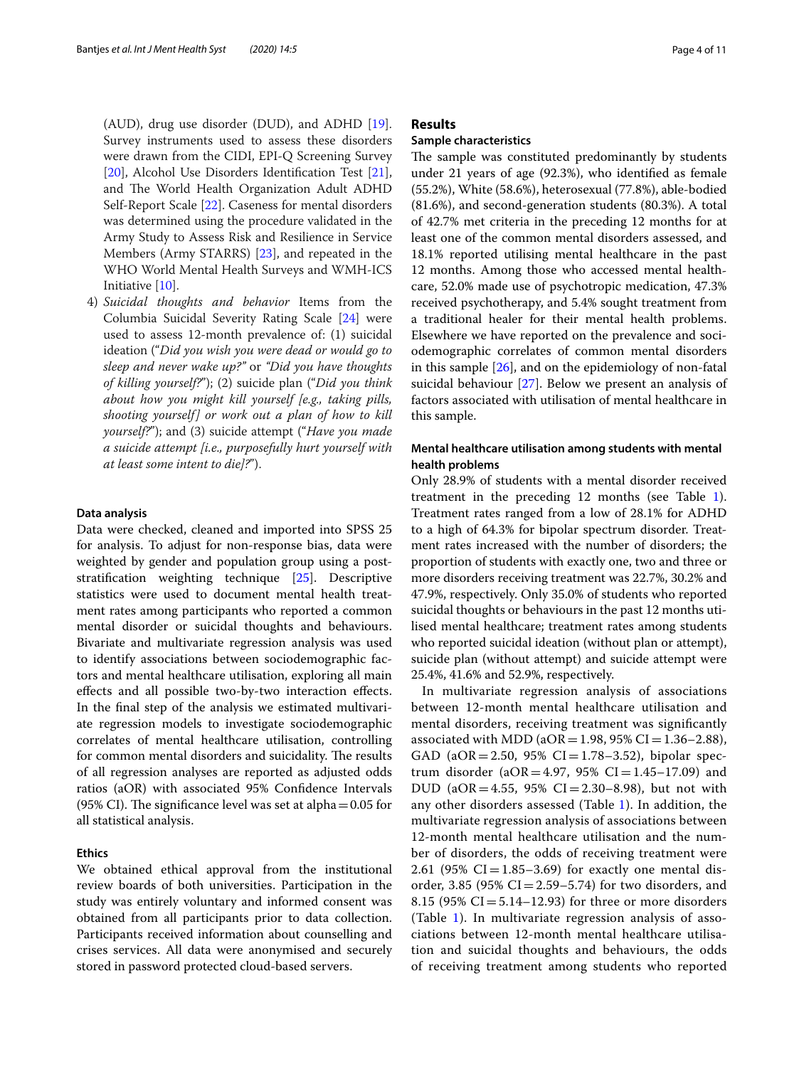(AUD), drug use disorder (DUD), and ADHD [19]. Survey instruments used to assess these disorders were drawn from the CIDI, EPI-Q Screening Survey [20], Alcohol Use Disorders Identification Test [21], and The World Health Organization Adult ADHD Self-Report Scale [22]. Caseness for mental disorders was determined using the procedure validated in the Army Study to Assess Risk and Resilience in Service Members (Army STARRS) [23], and repeated in the WHO World Mental Health Surveys and WMH-ICS Initiative [10].

4) *Suicidal thoughts and behavior* Items from the Columbia Suicidal Severity Rating Scale [24] were used to assess 12-month prevalence of: (1) suicidal ideation (“*Did you wish you were dead or would go to sleep and never wake up?*” or *“Did you have thoughts of killing yourself?*”); (2) suicide plan (“*Did you think about how you might kill yourself [e.g., taking pills, shooting yourself] or work out a plan of how to kill yourself?*”); and (3) suicide attempt (“*Have you made a suicide attempt [i.e., purposefully hurt yourself with at least some intent to die]?*”).

### Data analysis

Data were checked, cleaned and imported into SPSS 25 for analysis. To adjust for non-response bias, data were weighted by gender and population group using a post-stratification weighting technique [25]. Descriptive statistics were used to document mental health treatment rates among participants who reported a common mental disorder or suicidal thoughts and behaviours. Bivariate and multivariate regression analysis was used to identify associations between sociodemographic factors and mental healthcare utilisation, exploring all main effects and all possible two-by-two interaction effects. In the final step of the analysis we estimated multivariate regression models to investigate sociodemographic correlates of mental healthcare utilisation, controlling for common mental disorders and suicidality. The results of all regression analyses are reported as adjusted odds ratios (aOR) with associated 95% Confidence Intervals (95% CI). The significance level was set at alpha = 0.05 for all statistical analysis.

### Ethics

We obtained ethical approval from the institutional review boards of both universities. Participation in the study was entirely voluntary and informed consent was obtained from all participants prior to data collection. Participants received information about counselling and crises services. All data were anonymised and securely stored in password protected cloud-based servers.

## Results

### Sample characteristics

The sample was constituted predominantly by students under 21 years of age (92.3%), who identified as female (55.2%), White (58.6%), heterosexual (77.8%), able-bodied (81.6%), and second-generation students (80.3%). A total of 42.7% met criteria in the preceding 12 months for at least one of the common mental disorders assessed, and 18.1% reported utilising mental healthcare in the past 12 months. Among those who accessed mental healthcare, 52.0% made use of psychotropic medication, 47.3% received psychotherapy, and 5.4% sought treatment from a traditional healer for their mental health problems. Elsewhere we have reported on the prevalence and sociodemographic correlates of common mental disorders in this sample [26], and on the epidemiology of non-fatal suicidal behaviour [27]. Below we present an analysis of factors associated with utilisation of mental healthcare in this sample.

### Mental healthcare utilisation among students with mental health problems

Only 28.9% of students with a mental disorder received treatment in the preceding 12 months (see Table 1). Treatment rates ranged from a low of 28.1% for ADHD to a high of 64.3% for bipolar spectrum disorder. Treatment rates increased with the number of disorders; the proportion of students with exactly one, two and three or more disorders receiving treatment was 22.7%, 30.2% and 47.9%, respectively. Only 35.0% of students who reported suicidal thoughts or behaviours in the past 12 months utilised mental healthcare; treatment rates among students who reported suicidal ideation (without plan or attempt), suicide plan (without attempt) and suicide attempt were 25.4%, 41.6% and 52.9%, respectively.

In multivariate regression analysis of associations between 12-month mental healthcare utilisation and mental disorders, receiving treatment was significantly associated with MDD (aOR = 1.98, 95% CI = 1.36–2.88), GAD (aOR = 2.50, 95% CI = 1.78–3.52), bipolar spectrum disorder (aOR = 4.97, 95% CI = 1.45–17.09) and DUD (aOR = 4.55, 95% CI = 2.30–8.98), but not with any other disorders assessed (Table 1). In addition, the multivariate regression analysis of associations between 12-month mental healthcare utilisation and the number of disorders, the odds of receiving treatment were 2.61 (95% CI = 1.85–3.69) for exactly one mental disorder, 3.85 (95% CI = 2.59–5.74) for two disorders, and 8.15 (95% CI = 5.14–12.93) for three or more disorders (Table 1). In multivariate regression analysis of associations between 12-month mental healthcare utilisation and suicidal thoughts and behaviours, the odds of receiving treatment among students who reported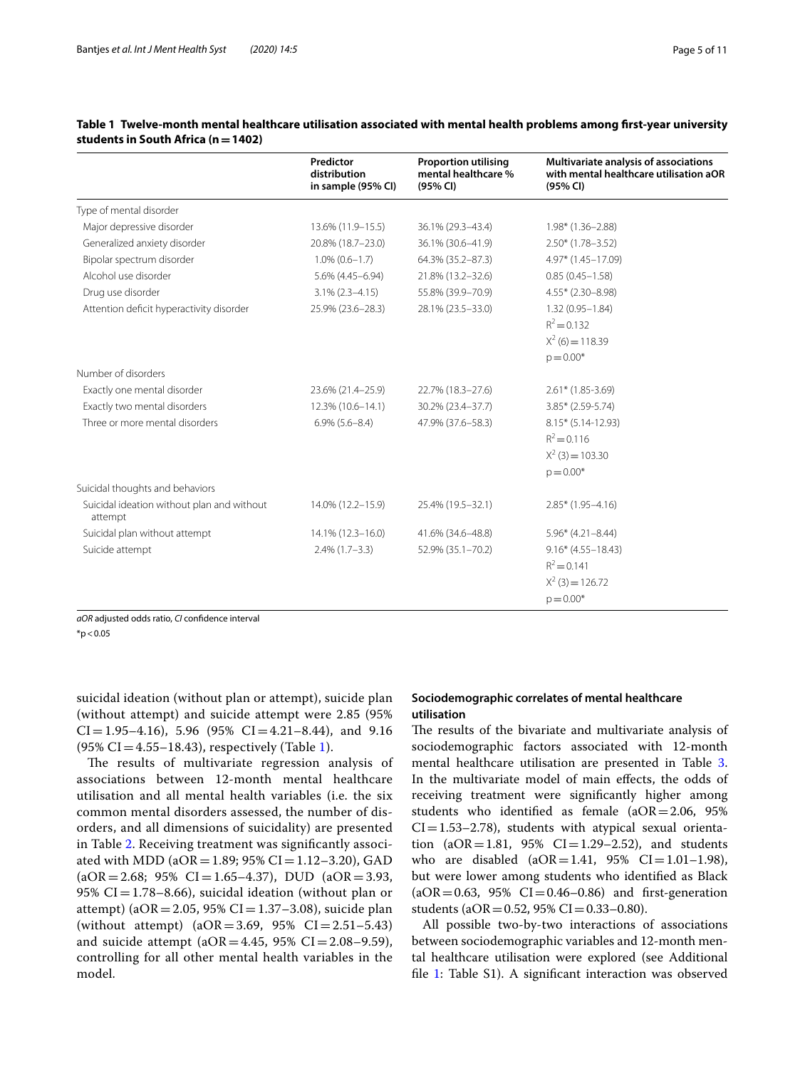**Table 1 Twelve-month mental healthcare utilisation associated with mental health problems among first-year university students in South Africa (n = 1402)**

| | Predictor distribution in sample (95% CI) | Proportion utilising mental healthcare % (95% CI) | Multivariate analysis of associations with mental healthcare utilisation aOR (95% CI) |
|---|---|---|---|
| Type of mental disorder | | | |
| Major depressive disorder | 13.6% (11.9–15.5) | 36.1% (29.3–43.4) | 1.98* (1.36–2.88) |
| Generalized anxiety disorder | 20.8% (18.7–23.0) | 36.1% (30.6–41.9) | 2.50* (1.78–3.52) |
| Bipolar spectrum disorder | 1.0% (0.6–1.7) | 64.3% (35.2–87.3) | 4.97* (1.45–17.09) |
| Alcohol use disorder | 5.6% (4.45–6.94) | 21.8% (13.2–32.6) | 0.85 (0.45–1.58) |
| Drug use disorder | 3.1% (2.3–4.15) | 55.8% (39.9–70.9) | 4.55* (2.30–8.98) |
| Attention deficit hyperactivity disorder | 25.9% (23.6–28.3) | 28.1% (23.5–33.0) | 1.32 (0.95–1.84) |
| | | | $R^2 = 0.132$ |
| | | | $X^2 (6) = 118.39$ |
| | | | p = 0.00* |
| Number of disorders | | | |
| Exactly one mental disorder | 23.6% (21.4–25.9) | 22.7% (18.3–27.6) | 2.61* (1.85-3.69) |
| Exactly two mental disorders | 12.3% (10.6–14.1) | 30.2% (23.4–37.7) | 3.85* (2.59-5.74) |
| Three or more mental disorders | 6.9% (5.6–8.4) | 47.9% (37.6–58.3) | 8.15* (5.14-12.93) |
| | | | $R^2 = 0.116$ |
| | | | $X^2 (3) = 103.30$ |
| | | | p = 0.00* |
| Suicidal thoughts and behaviors | | | |
| Suicidal ideation without plan and without attempt | 14.0% (12.2–15.9) | 25.4% (19.5–32.1) | 2.85* (1.95–4.16) |
| Suicidal plan without attempt | 14.1% (12.3–16.0) | 41.6% (34.6–48.8) | 5.96* (4.21–8.44) |
| Suicide attempt | 2.4% (1.7–3.3) | 52.9% (35.1–70.2) | 9.16* (4.55–18.43) |
| | | | $R^2 = 0.141$ |
| | | | $X^2 (3) = 126.72$ |
| | | | p = 0.00* |

*aOR* adjusted odds ratio, *CI* confidence interval

*p < 0.05

suicidal ideation (without plan or attempt), suicide plan (without attempt) and suicide attempt were 2.85 (95% CI = 1.95–4.16), 5.96 (95% CI = 4.21–8.44), and 9.16 (95% CI = 4.55–18.43), respectively (Table 1).

The results of multivariate regression analysis of associations between 12-month mental healthcare utilisation and all mental health variables (i.e. the six common mental disorders assessed, the number of disorders, and all dimensions of suicidality) are presented in Table 2. Receiving treatment was significantly associated with MDD (aOR = 1.89; 95% CI = 1.12–3.20), GAD (aOR = 2.68; 95% CI = 1.65–4.37), DUD (aOR = 3.93, 95% CI = 1.78–8.66), suicidal ideation (without plan or attempt) (aOR = 2.05, 95% CI = 1.37–3.08), suicide plan (without attempt) (aOR = 3.69, 95% CI = 2.51–5.43) and suicide attempt (aOR = 4.45, 95% CI = 2.08–9.59), controlling for all other mental health variables in the model.

### Sociodemographic correlates of mental healthcare utilisation

The results of the bivariate and multivariate analysis of sociodemographic factors associated with 12-month mental healthcare utilisation are presented in Table 3. In the multivariate model of main effects, the odds of receiving treatment were significantly higher among students who identified as female (aOR = 2.06, 95% CI = 1.53–2.78), students with atypical sexual orientation (aOR = 1.81, 95% CI = 1.29–2.52), and students who are disabled (aOR = 1.41, 95% CI = 1.01–1.98), but were lower among students who identified as Black (aOR = 0.63, 95% CI = 0.46–0.86) and first-generation students (aOR = 0.52, 95% CI = 0.33–0.80).

All possible two-by-two interactions of associations between sociodemographic variables and 12-month mental healthcare utilisation were explored (see Additional file 1: Table S1). A significant interaction was observed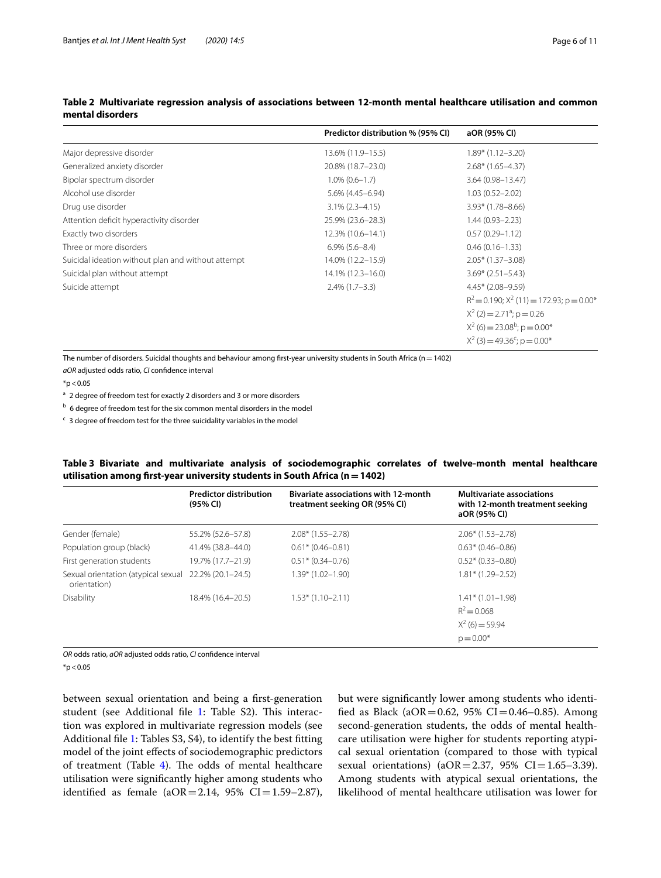**Table 2 Multivariate regression analysis of associations between 12-month mental healthcare utilisation and common mental disorders**

| | Predictor distribution % (95% CI) | aOR (95% CI) |
|---|---|---|
| Major depressive disorder | 13.6% (11.9–15.5) | 1.89* (1.12–3.20) |
| Generalized anxiety disorder | 20.8% (18.7–23.0) | 2.68* (1.65–4.37) |
| Bipolar spectrum disorder | 1.0% (0.6–1.7) | 3.64 (0.98–13.47) |
| Alcohol use disorder | 5.6% (4.45–6.94) | 1.03 (0.52–2.02) |
| Drug use disorder | 3.1% (2.3–4.15) | 3.93* (1.78–8.66) |
| Attention deficit hyperactivity disorder | 25.9% (23.6–28.3) | 1.44 (0.93–2.23) |
| Exactly two disorders | 12.3% (10.6–14.1) | 0.57 (0.29–1.12) |
| Three or more disorders | 6.9% (5.6–8.4) | 0.46 (0.16–1.33) |
| Suicidal ideation without plan and without attempt | 14.0% (12.2–15.9) | 2.05* (1.37–3.08) |
| Suicidal plan without attempt | 14.1% (12.3–16.0) | 3.69* (2.51–5.43) |
| Suicide attempt | 2.4% (1.7–3.3) | 4.45* (2.08–9.59) |
| | | $R^2 = 0.190$; $X^2$ (11) = 172.93; p = 0.00* |
| | | $X^2$ (2) = 2.71[a]; p = 0.26 |
| | | $X^2$ (6) = 23.08[b]; p = 0.00* |
| | | $X^2$ (3) = 49.36[c]; p = 0.00* |

The number of disorders. Suicidal thoughts and behaviour among first-year university students in South Africa (n = 1402)

*aOR* adjusted odds ratio, *CI* confidence interval

*p < 0.05

[a] 2 degree of freedom test for exactly 2 disorders and 3 or more disorders

[b] 6 degree of freedom test for the six common mental disorders in the model

[c] 3 degree of freedom test for the three suicidality variables in the model

**Table 3 Bivariate and multivariate analysis of sociodemographic correlates of twelve-month mental healthcare utilisation among first-year university students in South Africa (n = 1402)**

| | Predictor distribution (95% CI) | Bivariate associations with 12-month treatment seeking OR (95% CI) | Multivariate associations with 12-month treatment seeking aOR (95% CI) |
|---|---|---|---|
| Gender (female) | 55.2% (52.6–57.8) | 2.08* (1.55–2.78) | 2.06* (1.53–2.78) |
| Population group (black) | 41.4% (38.8–44.0) | 0.61* (0.46–0.81) | 0.63* (0.46–0.86) |
| First generation students | 19.7% (17.7–21.9) | 0.51* (0.34–0.76) | 0.52* (0.33–0.80) |
| Sexual orientation (atypical sexual orientation) | 22.2% (20.1–24.5) | 1.39* (1.02–1.90) | 1.81* (1.29–2.52) |
| Disability | 18.4% (16.4–20.5) | 1.53* (1.10–2.11) | 1.41* (1.01–1.98) |
| | | | $R^2 = 0.068$ |
| | | | $X^2$ (6) = 59.94 |
| | | | p = 0.00* |

*OR* odds ratio, *aOR* adjusted odds ratio, *CI* confidence interval

*p < 0.05

between sexual orientation and being a first-generation student (see Additional file 1: Table S2). This interaction was explored in multivariate regression models (see Additional file 1: Tables S3, S4), to identify the best fitting model of the joint effects of sociodemographic predictors of treatment (Table 4). The odds of mental healthcare utilisation were significantly higher among students who identified as female (aOR = 2.14, 95% CI = 1.59–2.87), but were significantly lower among students who identified as Black (aOR = 0.62, 95% CI = 0.46–0.85). Among second-generation students, the odds of mental healthcare utilisation were higher for students reporting atypical sexual orientation (compared to those with typical sexual orientations) (aOR = 2.37, 95% CI = 1.65–3.39). Among students with atypical sexual orientations, the likelihood of mental healthcare utilisation was lower for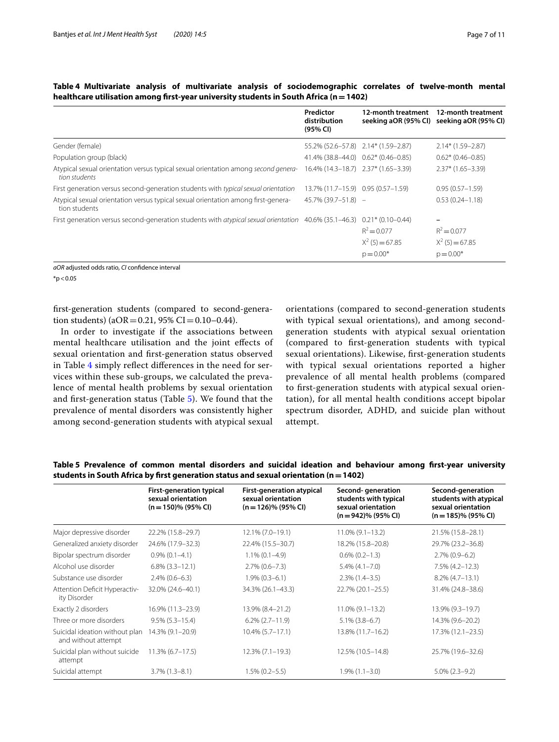**Table 4 Multivariate analysis of multivariate analysis of sociodemographic correlates of twelve-month mental healthcare utilisation among first-year university students in South Africa (n = 1402)**

| | Predictor distribution (95% CI) | 12-month treatment seeking aOR (95% CI) | 12-month treatment seeking aOR (95% CI) |
|---|---|---|---|
| Gender (female) | 55.2% (52.6–57.8) | 2.14* (1.59–2.87) | 2.14* (1.59–2.87) |
| Population group (black) | 41.4% (38.8–44.0) | 0.62* (0.46–0.85) | 0.62* (0.46–0.85) |
| Atypical sexual orientation versus typical sexual orientation among *second generation students* | 16.4% (14.3–18.7) | 2.37* (1.65–3.39) | 2.37* (1.65–3.39) |
| First generation versus second-generation students with *typical sexual orientation* | 13.7% (11.7–15.9) | 0.95 (0.57–1.59) | 0.95 (0.57–1.59) |
| Atypical sexual orientation versus typical sexual orientation among first-generation students | 45.7% (39.7–51.8) | – | 0.53 (0.24–1.18) |
| First generation versus second-generation students with *atypical sexual orientation* | 40.6% (35.1–46.3) | 0.21* (0.10–0.44) | – |
| | | $R^2 = 0.077$ | $R^2 = 0.077$ |
| | | $X^2$ (5) = 67.85 | $X^2$ (5) = 67.85 |
| | | p = 0.00* | p = 0.00* |

*aOR* adjusted odds ratio, *CI* confidence interval

*p < 0.05

first-generation students (compared to second-generation students) (aOR = 0.21, 95% CI = 0.10–0.44).

In order to investigate if the associations between mental healthcare utilisation and the joint effects of sexual orientation and first-generation status observed in Table 4 simply reflect differences in the need for services within these sub-groups, we calculated the prevalence of mental health problems by sexual orientation and first-generation status (Table 5). We found that the prevalence of mental disorders was consistently higher among second-generation students with atypical sexual orientations (compared to second-generation students with typical sexual orientations), and among second-generation students with atypical sexual orientation (compared to first-generation students with typical sexual orientations). Likewise, first-generation students with typical sexual orientations reported a higher prevalence of all mental health problems (compared to first-generation students with atypical sexual orientation), for all mental health conditions accept bipolar spectrum disorder, ADHD, and suicide plan without attempt.

**Table 5 Prevalence of common mental disorders and suicidal ideation and behaviour among first-year university students in South Africa by first generation status and sexual orientation (n = 1402)**

| | First-generation typical sexual orientation (n = 150)% (95% CI) | First-generation atypical sexual orientation (n = 126)% (95% CI) | Second- generation students with typical sexual orientation (n = 942)% (95% CI) | Second-generation students with atypical sexual orientation (n = 185)% (95% CI) |
|---|---|---|---|---|
| Major depressive disorder | 22.2% (15.8–29.7) | 12.1% (7.0–19.1) | 11.0% (9.1–13.2) | 21.5% (15.8–28.1) |
| Generalized anxiety disorder | 24.6% (17.9–32.3) | 22.4% (15.5–30.7) | 18.2% (15.8–20.8) | 29.7% (23.2–36.8) |
| Bipolar spectrum disorder | 0.9% (0.1–4.1) | 1.1% (0.1–4.9) | 0.6% (0.2–1.3) | 2.7% (0.9–6.2) |
| Alcohol use disorder | 6.8% (3.3–12.1) | 2.7% (0.6–7.3) | 5.4% (4.1–7.0) | 7.5% (4.2–12.3) |
| Substance use disorder | 2.4% (0.6–6.3) | 1.9% (0.3–6.1) | 2.3% (1.4–3.5) | 8.2% (4.7–13.1) |
| Attention Deficit Hyperactivity Disorder | 32.0% (24.6–40.1) | 34.3% (26.1–43.3) | 22.7% (20.1–25.5) | 31.4% (24.8–38.6) |
| Exactly 2 disorders | 16.9% (11.3–23.9) | 13.9% (8.4–21.2) | 11.0% (9.1–13.2) | 13.9% (9.3–19.7) |
| Three or more disorders | 9.5% (5.3–15.4) | 6.2% (2.7–11.9) | 5.1% (3.8–6.7) | 14.3% (9.6–20.2) |
| Suicidal ideation without plan and without attempt | 14.3% (9.1–20.9) | 10.4% (5.7–17.1) | 13.8% (11.7–16.2) | 17.3% (12.1–23.5) |
| Suicidal plan without suicide attempt | 11.3% (6.7–17.5) | 12.3% (7.1–19.3) | 12.5% (10.5–14.8) | 25.7% (19.6–32.6) |
| Suicidal attempt | 3.7% (1.3–8.1) | 1.5% (0.2–5.5) | 1.9% (1.1–3.0) | 5.0% (2.3–9.2) |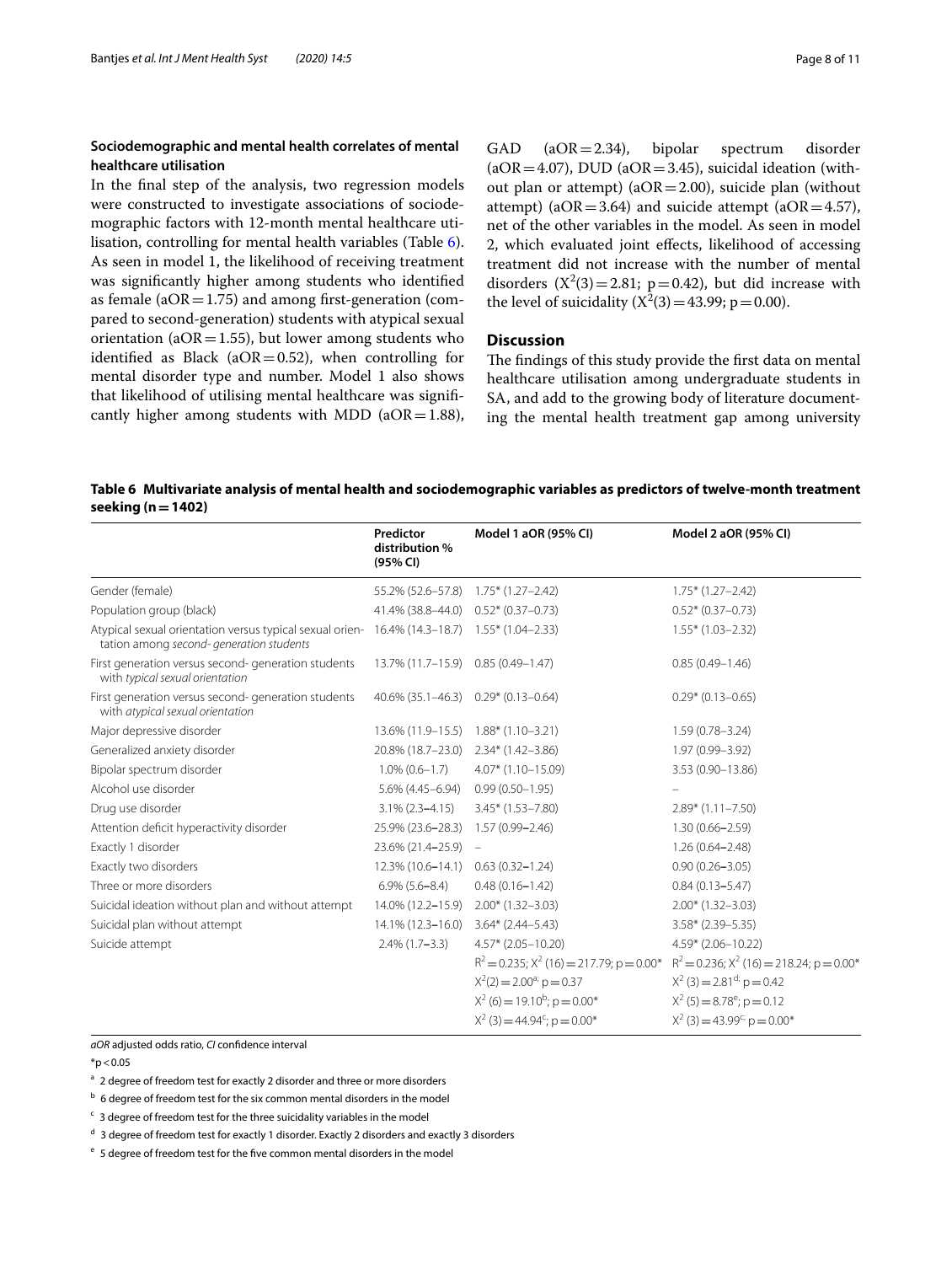### Sociodemographic and mental health correlates of mental healthcare utilisation

In the final step of the analysis, two regression models were constructed to investigate associations of sociodemographic factors with 12-month mental healthcare utilisation, controlling for mental health variables (Table 6). As seen in model 1, the likelihood of receiving treatment was significantly higher among students who identified as female (aOR = 1.75) and among first-generation (compared to second-generation) students with atypical sexual orientation (aOR = 1.55), but lower among students who identified as Black (aOR = 0.52), when controlling for mental disorder type and number. Model 1 also shows that likelihood of utilising mental healthcare was significantly higher among students with MDD (aOR = 1.88), GAD (aOR = 2.34), bipolar spectrum disorder (aOR = 4.07), DUD (aOR = 3.45), suicidal ideation (without plan or attempt) (aOR = 2.00), suicide plan (without attempt) (aOR = 3.64) and suicide attempt (aOR = 4.57), net of the other variables in the model. As seen in model 2, which evaluated joint effects, likelihood of accessing treatment did not increase with the number of mental disorders ($X^2(3) = 2.81$; $p = 0.42$), but did increase with the level of suicidality ($X^2(3) = 43.99$; $p = 0.00$).

## Discussion

The findings of this study provide the first data on mental healthcare utilisation among undergraduate students in SA, and add to the growing body of literature documenting the mental health treatment gap among university

**Table 6 Multivariate analysis of mental health and sociodemographic variables as predictors of twelve-month treatment seeking (n = 1402)**

| | Predictor distribution % (95% CI) | Model 1 aOR (95% CI) | Model 2 aOR (95% CI) |
|---|---|---|---|
| Gender (female) | 55.2% (52.6–57.8) | 1.75* (1.27–2.42) | 1.75* (1.27–2.42) |
| Population group (black) | 41.4% (38.8–44.0) | 0.52* (0.37–0.73) | 0.52* (0.37–0.73) |
| Atypical sexual orientation versus typical sexual orientation among *second- generation students* | 16.4% (14.3–18.7) | 1.55* (1.04–2.33) | 1.55* (1.03–2.32) |
| First generation versus second- generation students with *typical sexual orientation* | 13.7% (11.7–15.9) | 0.85 (0.49–1.47) | 0.85 (0.49–1.46) |
| First generation versus second- generation students with *atypical sexual orientation* | 40.6% (35.1–46.3) | 0.29* (0.13–0.64) | 0.29* (0.13–0.65) |
| Major depressive disorder | 13.6% (11.9–15.5) | 1.88* (1.10–3.21) | 1.59 (0.78–3.24) |
| Generalized anxiety disorder | 20.8% (18.7–23.0) | 2.34* (1.42–3.86) | 1.97 (0.99–3.92) |
| Bipolar spectrum disorder | 1.0% (0.6–1.7) | 4.07* (1.10–15.09) | 3.53 (0.90–13.86) |
| Alcohol use disorder | 5.6% (4.45–6.94) | 0.99 (0.50–1.95) | – |
| Drug use disorder | 3.1% (2.3–4.15) | 3.45* (1.53–7.80) | 2.89* (1.11–7.50) |
| Attention deficit hyperactivity disorder | 25.9% (23.6–28.3) | 1.57 (0.99–2.46) | 1.30 (0.66–2.59) |
| Exactly 1 disorder | 23.6% (21.4–25.9) | – | 1.26 (0.64–2.48) |
| Exactly two disorders | 12.3% (10.6–14.1) | 0.63 (0.32–1.24) | 0.90 (0.26–3.05) |
| Three or more disorders | 6.9% (5.6–8.4) | 0.48 (0.16–1.42) | 0.84 (0.13–5.47) |
| Suicidal ideation without plan and without attempt | 14.0% (12.2–15.9) | 2.00* (1.32–3.03) | 2.00* (1.32–3.03) |
| Suicidal plan without attempt | 14.1% (12.3–16.0) | 3.64* (2.44–5.43) | 3.58* (2.39–5.35) |
| Suicide attempt | 2.4% (1.7–3.3) | 4.57* (2.05–10.20) | 4.59* (2.06–10.22) |
| | | $R^2 = 0.235$; $X^2(16) = 217.79$; $p = 0.00$* | $R^2 = 0.236$; $X^2(16) = 218.24$; $p = 0.00$* |
| | | $X^2(2) = 2.00$[a]; $p = 0.37$ | $X^2(3) = 2.81$[d]; $p = 0.42$ |
| | | $X^2(6) = 19.10$[b]; $p = 0.00$* | $X^2(5) = 8.78$[e]; $p = 0.12$ |
| | | $X^2(3) = 44.94$[c]; $p = 0.00$* | $X^2(3) = 43.99$[c]; $p = 0.00$* |

*aOR* adjusted odds ratio, *CI* confidence interval

*p < 0.05

[a] 2 degree of freedom test for exactly 2 disorder and three or more disorders

[b] 6 degree of freedom test for the six common mental disorders in the model

[c] 3 degree of freedom test for the three suicidality variables in the model

[d] 3 degree of freedom test for exactly 1 disorder. Exactly 2 disorders and exactly 3 disorders

[e] 5 degree of freedom test for the five common mental disorders in the model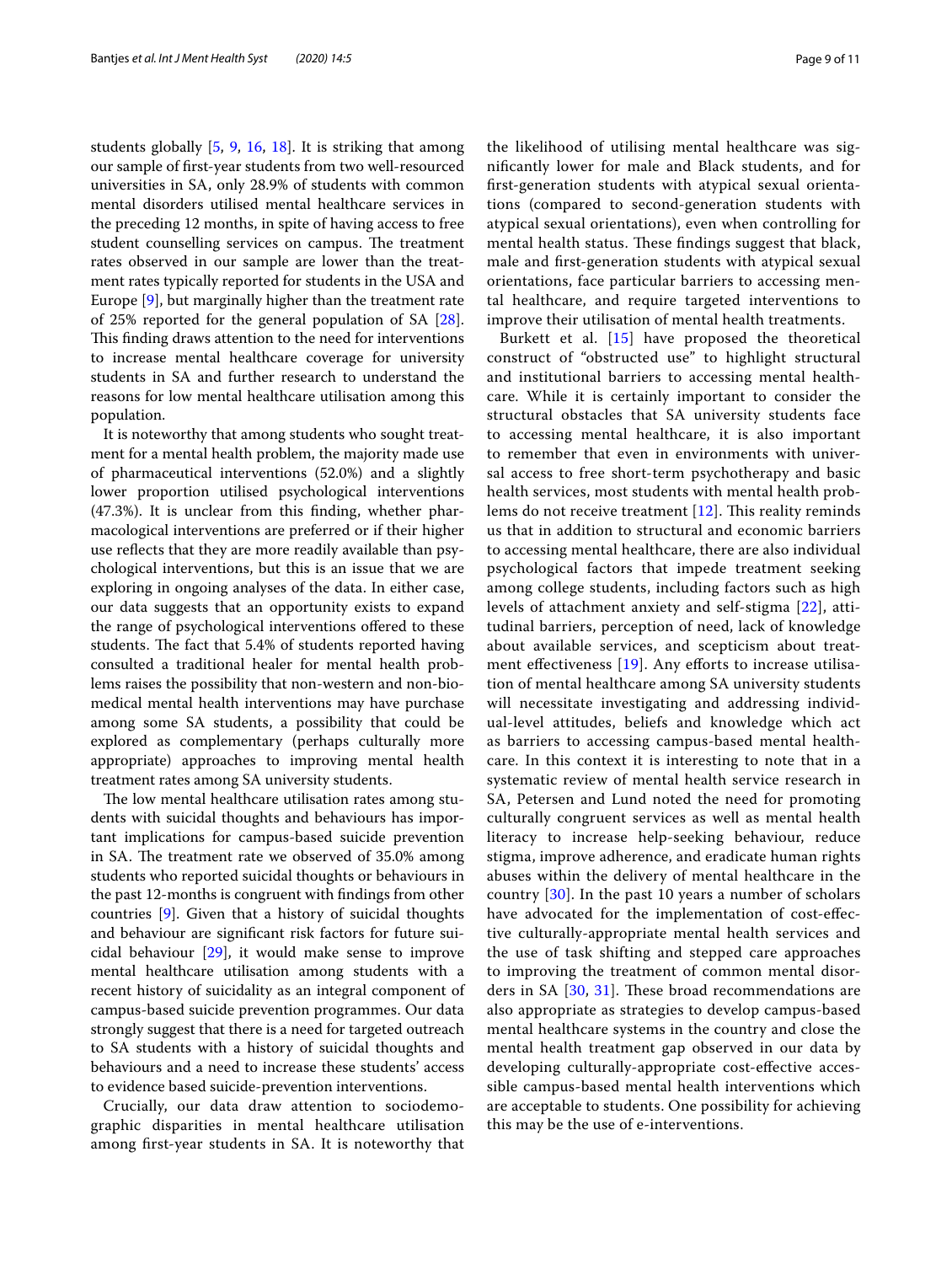students globally [5, 9, 16, 18]. It is striking that among our sample of first-year students from two well-resourced universities in SA, only 28.9% of students with common mental disorders utilised mental healthcare services in the preceding 12 months, in spite of having access to free student counselling services on campus. The treatment rates observed in our sample are lower than the treatment rates typically reported for students in the USA and Europe [9], but marginally higher than the treatment rate of 25% reported for the general population of SA [28]. This finding draws attention to the need for interventions to increase mental healthcare coverage for university students in SA and further research to understand the reasons for low mental healthcare utilisation among this population.

It is noteworthy that among students who sought treatment for a mental health problem, the majority made use of pharmaceutical interventions (52.0%) and a slightly lower proportion utilised psychological interventions (47.3%). It is unclear from this finding, whether pharmacological interventions are preferred or if their higher use reflects that they are more readily available than psychological interventions, but this is an issue that we are exploring in ongoing analyses of the data. In either case, our data suggests that an opportunity exists to expand the range of psychological interventions offered to these students. The fact that 5.4% of students reported having consulted a traditional healer for mental health problems raises the possibility that non-western and non-biomedical mental health interventions may have purchase among some SA students, a possibility that could be explored as complementary (perhaps culturally more appropriate) approaches to improving mental health treatment rates among SA university students.

The low mental healthcare utilisation rates among students with suicidal thoughts and behaviours has important implications for campus-based suicide prevention in SA. The treatment rate we observed of 35.0% among students who reported suicidal thoughts or behaviours in the past 12-months is congruent with findings from other countries [9]. Given that a history of suicidal thoughts and behaviour are significant risk factors for future suicidal behaviour [29], it would make sense to improve mental healthcare utilisation among students with a recent history of suicidality as an integral component of campus-based suicide prevention programmes. Our data strongly suggest that there is a need for targeted outreach to SA students with a history of suicidal thoughts and behaviours and a need to increase these students' access to evidence based suicide-prevention interventions.

Crucially, our data draw attention to sociodemographic disparities in mental healthcare utilisation among first-year students in SA. It is noteworthy that the likelihood of utilising mental healthcare was significantly lower for male and Black students, and for first-generation students with atypical sexual orientations (compared to second-generation students with atypical sexual orientations), even when controlling for mental health status. These findings suggest that black, male and first-generation students with atypical sexual orientations, face particular barriers to accessing mental healthcare, and require targeted interventions to improve their utilisation of mental health treatments.

Burkett et al. [15] have proposed the theoretical construct of "obstructed use" to highlight structural and institutional barriers to accessing mental healthcare. While it is certainly important to consider the structural obstacles that SA university students face to accessing mental healthcare, it is also important to remember that even in environments with universal access to free short-term psychotherapy and basic health services, most students with mental health problems do not receive treatment [12]. This reality reminds us that in addition to structural and economic barriers to accessing mental healthcare, there are also individual psychological factors that impede treatment seeking among college students, including factors such as high levels of attachment anxiety and self-stigma [22], attitudinal barriers, perception of need, lack of knowledge about available services, and scepticism about treatment effectiveness [19]. Any efforts to increase utilisation of mental healthcare among SA university students will necessitate investigating and addressing individual-level attitudes, beliefs and knowledge which act as barriers to accessing campus-based mental healthcare. In this context it is interesting to note that in a systematic review of mental health service research in SA, Petersen and Lund noted the need for promoting culturally congruent services as well as mental health literacy to increase help-seeking behaviour, reduce stigma, improve adherence, and eradicate human rights abuses within the delivery of mental healthcare in the country [30]. In the past 10 years a number of scholars have advocated for the implementation of cost-effective culturally-appropriate mental health services and the use of task shifting and stepped care approaches to improving the treatment of common mental disorders in SA [30, 31]. These broad recommendations are also appropriate as strategies to develop campus-based mental healthcare systems in the country and close the mental health treatment gap observed in our data by developing culturally-appropriate cost-effective accessible campus-based mental health interventions which are acceptable to students. One possibility for achieving this may be the use of e-interventions.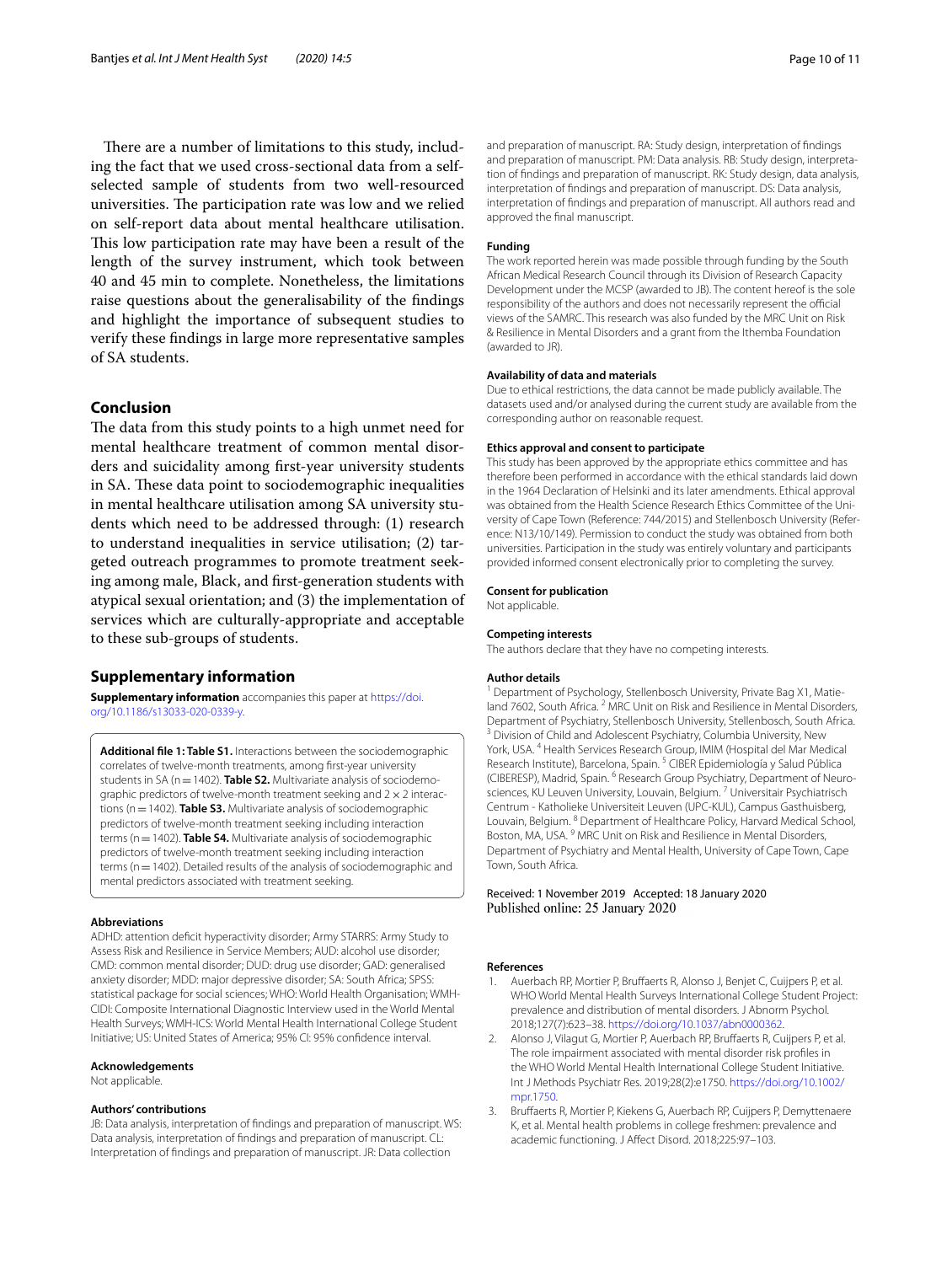There are a number of limitations to this study, including the fact that we used cross-sectional data from a self-selected sample of students from two well-resourced universities. The participation rate was low and we relied on self-report data about mental healthcare utilisation. This low participation rate may have been a result of the length of the survey instrument, which took between 40 and 45 min to complete. Nonetheless, the limitations raise questions about the generalisability of the findings and highlight the importance of subsequent studies to verify these findings in large more representative samples of SA students.

## Conclusion

The data from this study points to a high unmet need for mental healthcare treatment of common mental disorders and suicidality among first-year university students in SA. These data point to sociodemographic inequalities in mental healthcare utilisation among SA university students which need to be addressed through: (1) research to understand inequalities in service utilisation; (2) targeted outreach programmes to promote treatment seeking among male, Black, and first-generation students with atypical sexual orientation; and (3) the implementation of services which are culturally-appropriate and acceptable to these sub-groups of students.

## Supplementary information

**Supplementary information** accompanies this paper at https://doi.org/10.1186/s13033-020-0339-y.

**Additional file 1: Table S1.** Interactions between the sociodemographic correlates of twelve-month treatments, among first-year university students in SA (n = 1402). **Table S2.** Multivariate analysis of sociodemographic predictors of twelve-month treatment seeking and 2 × 2 interactions (n = 1402). **Table S3.** Multivariate analysis of sociodemographic predictors of twelve-month treatment seeking including interaction terms (n = 1402). **Table S4.** Multivariate analysis of sociodemographic predictors of twelve-month treatment seeking including interaction terms (n = 1402). Detailed results of the analysis of sociodemographic and mental predictors associated with treatment seeking.

#### Abbreviations

ADHD: attention deficit hyperactivity disorder; Army STARRS: Army Study to Assess Risk and Resilience in Service Members; AUD: alcohol use disorder; CMD: common mental disorder; DUD: drug use disorder; GAD: generalised anxiety disorder; MDD: major depressive disorder; SA: South Africa; SPSS: statistical package for social sciences; WHO: World Health Organisation; WMH-CIDI: Composite International Diagnostic Interview used in the World Mental Health Surveys; WMH-ICS: World Mental Health International College Student Initiative; US: United States of America; 95% CI: 95% confidence interval.

#### Acknowledgements

Not applicable.

#### Authors' contributions

JB: Data analysis, interpretation of findings and preparation of manuscript. WS: Data analysis, interpretation of findings and preparation of manuscript. CL: Interpretation of findings and preparation of manuscript. JR: Data collection and preparation of manuscript. RA: Study design, interpretation of findings and preparation of manuscript. PM: Data analysis. RB: Study design, interpretation of findings and preparation of manuscript. RK: Study design, data analysis, interpretation of findings and preparation of manuscript. DS: Data analysis, interpretation of findings and preparation of manuscript. All authors read and approved the final manuscript.

#### Funding

The work reported herein was made possible through funding by the South African Medical Research Council through its Division of Research Capacity Development under the MCSP (awarded to JB). The content hereof is the sole responsibility of the authors and does not necessarily represent the official views of the SAMRC. This research was also funded by the MRC Unit on Risk & Resilience in Mental Disorders and a grant from the Ithemba Foundation (awarded to JR).

#### Availability of data and materials

Due to ethical restrictions, the data cannot be made publicly available. The datasets used and/or analysed during the current study are available from the corresponding author on reasonable request.

#### Ethics approval and consent to participate

This study has been approved by the appropriate ethics committee and has therefore been performed in accordance with the ethical standards laid down in the 1964 Declaration of Helsinki and its later amendments. Ethical approval was obtained from the Health Science Research Ethics Committee of the University of Cape Town (Reference: 744/2015) and Stellenbosch University (Reference: N13/10/149). Permission to conduct the study was obtained from both universities. Participation in the study was entirely voluntary and participants provided informed consent electronically prior to completing the survey.

#### Consent for publication

Not applicable.

#### Competing interests

The authors declare that they have no competing interests.

#### Author details

[1] Department of Psychology, Stellenbosch University, Private Bag X1, Matieland 7602, South Africa. [2] MRC Unit on Risk and Resilience in Mental Disorders, Department of Psychiatry, Stellenbosch University, Stellenbosch, South Africa. [3] Division of Child and Adolescent Psychiatry, Columbia University, New York, USA. [4] Health Services Research Group, IMIM (Hospital del Mar Medical Research Institute), Barcelona, Spain. [5] CIBER Epidemiología y Salud Pública (CIBERESP), Madrid, Spain. [6] Research Group Psychiatry, Department of Neurosciences, KU Leuven University, Louvain, Belgium. [7] Universitair Psychiatrisch Centrum - Katholieke Universiteit Leuven (UPC-KUL), Campus Gasthuisberg, Louvain, Belgium. [8] Department of Healthcare Policy, Harvard Medical School, Boston, MA, USA. [9] MRC Unit on Risk and Resilience in Mental Disorders, Department of Psychiatry and Mental Health, University of Cape Town, Cape Town, South Africa.

Received: 1 November 2019 Accepted: 18 January 2020
Published online: 25 January 2020

#### References

1. Auerbach RP, Mortier P, Bruffaerts R, Alonso J, Benjet C, Cuijpers P, et al. WHO World Mental Health Surveys International College Student Project: prevalence and distribution of mental disorders. J Abnorm Psychol. 2018;127(7):623–38. https://doi.org/10.1037/abn0000362.
2. Alonso J, Vilagut G, Mortier P, Auerbach RP, Bruffaerts R, Cuijpers P, et al. The role impairment associated with mental disorder risk profiles in the WHO World Mental Health International College Student Initiative. Int J Methods Psychiatr Res. 2019;28(2):e1750. https://doi.org/10.1002/mpr.1750.
3. Bruffaerts R, Mortier P, Kiekens G, Auerbach RP, Cuijpers P, Demyttenaere K, et al. Mental health problems in college freshmen: prevalence and academic functioning. J Affect Disord. 2018;225:97–103.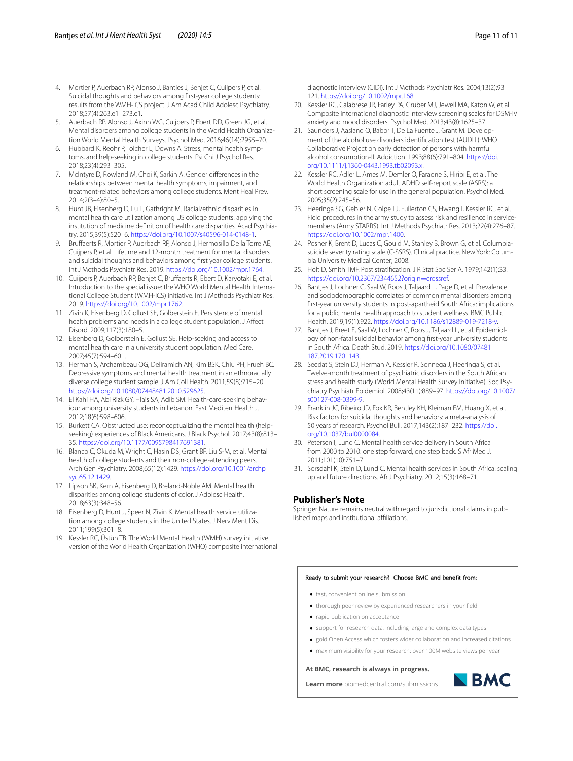4. Mortier P, Auerbach RP, Alonso J, Bantjes J, Benjet C, Cuijpers P, et al. Suicidal thoughts and behaviors among first-year college students: results from the WMH-ICS project. J Am Acad Child Adolesc Psychiatry. 2018;57(4):263.e1–273.e1.
5. Auerbach RP, Alonso J, Axinn WG, Cuijpers P, Ebert DD, Green JG, et al. Mental disorders among college students in the World Health Organization World Mental Health Surveys. Psychol Med. 2016;46(14):2955–70.
6. Hubbard K, Reohr P, Tolcher L, Downs A. Stress, mental health symptoms, and help-seeking in college students. Psi Chi J Psychol Res. 2018;23(4):293–305.
7. McIntyre D, Rowland M, Choi K, Sarkin A. Gender differences in the relationships between mental health symptoms, impairment, and treatment-related behaviors among college students. Ment Heal Prev. 2014;2(3–4):80–5.
8. Hunt JB, Eisenberg D, Lu L, Gathright M. Racial/ethnic disparities in mental health care utilization among US college students: applying the institution of medicine definition of health care disparities. Acad Psychiatry. 2015;39(5):520–6. https://doi.org/10.1007/s40596-014-0148-1.
9. Bruffaerts R, Mortier P, Auerbach RP, Alonso J, Hermosillo De la Torre AE, Cuijpers P, et al. Lifetime and 12-month treatment for mental disorders and suicidal thoughts and behaviors among first year college students. Int J Methods Psychiatr Res. 2019. https://doi.org/10.1002/mpr.1764.
10. Cuijpers P, Auerbach RP, Benjet C, Bruffaerts R, Ebert D, Karyotaki E, et al. Introduction to the special issue: the WHO World Mental Health International College Student (WMH-ICS) initiative. Int J Methods Psychiatr Res. 2019. https://doi.org/10.1002/mpr.1762.
11. Zivin K, Eisenberg D, Gollust SE, Golberstein E. Persistence of mental health problems and needs in a college student population. J Affect Disord. 2009;117(3):180–5.
12. Eisenberg D, Golberstein E, Gollust SE. Help-seeking and access to mental health care in a university student population. Med Care. 2007;45(7):594–601.
13. Herman S, Archambeau OG, Deliramich AN, Kim BSK, Chiu PH, Frueh BC. Depressive symptoms and mental health treatment in an ethnoracially diverse college student sample. J Am Coll Health. 2011;59(8):715–20. https://doi.org/10.1080/07448481.2010.529625.
14. El Kahi HA, Abi Rizk GY, Hlais SA, Adib SM. Health-care-seeking behaviour among university students in Lebanon. East Mediterr Health J. 2012;18(6):598–606.
15. Burkett CA. Obstructed use: reconceptualizing the mental health (help-seeking) experiences of Black Americans. J Black Psychol. 2017;43(8):813–35. https://doi.org/10.1177/0095798417691381.
16. Blanco C, Okuda M, Wright C, Hasin DS, Grant BF, Liu S-M, et al. Mental health of college students and their non-college-attending peers. Arch Gen Psychiatry. 2008;65(12):1429. https://doi.org/10.1001/archpsyc.65.12.1429.
17. Lipson SK, Kern A, Eisenberg D, Breland-Noble AM. Mental health disparities among college students of color. J Adolesc Health. 2018;63(3):348–56.
18. Eisenberg D, Hunt J, Speer N, Zivin K. Mental health service utilization among college students in the United States. J Nerv Ment Dis. 2011;199(5):301–8.
19. Kessler RC, Üstün TB. The World Mental Health (WMH) survey initiative version of the World Health Organization (WHO) composite international diagnostic interview (CIDI). Int J Methods Psychiatr Res. 2004;13(2):93–121. https://doi.org/10.1002/mpr.168.
20. Kessler RC, Calabrese JR, Farley PA, Gruber MJ, Jewell MA, Katon W, et al. Composite international diagnostic interview screening scales for DSM-IV anxiety and mood disorders. Psychol Med. 2013;43(8):1625–37.
21. Saunders J, Aasland O, Babor T, De La Fuente J, Grant M. Development of the alcohol use disorders identification test (AUDIT): WHO Collaborative Project on early detection of persons with harmful alcohol consumption-II. Addiction. 1993;88(6):791–804. https://doi.org/10.1111/j.1360-0443.1993.tb02093.x.
22. Kessler RC, Adler L, Ames M, Demler O, Faraone S, Hiripi E, et al. The World Health Organization adult ADHD self-report scale (ASRS): a short screening scale for use in the general population. Psychol Med. 2005;35(2):245–56.
23. Heeringa SG, Gebler N, Colpe LJ, Fullerton CS, Hwang I, Kessler RC, et al. Field procedures in the army study to assess risk and resilience in servicemembers (Army STARRS). Int J Methods Psychiatr Res. 2013;22(4):276–87. https://doi.org/10.1002/mpr.1400.
24. Posner K, Brent D, Lucas C, Gould M, Stanley B, Brown G, et al. Columbia-suicide severity rating scale (C-SSRS). Clinical practice. New York: Columbia University Medical Center; 2008.
25. Holt D, Smith TMF. Post stratification. J R Stat Soc Ser A. 1979;142(1):33. https://doi.org/10.2307/2344652?origin=crossref.
26. Bantjes J, Lochner C, Saal W, Roos J, Taljaard L, Page D, et al. Prevalence and sociodemographic correlates of common mental disorders among first-year university students in post-apartheid South Africa: implications for a public mental health approach to student wellness. BMC Public Health. 2019;19(1):922. https://doi.org/10.1186/s12889-019-7218-y.
27. Bantjes J, Breet E, Saal W, Lochner C, Roos J, Taljaard L, et al. Epidemiology of non-fatal suicidal behavior among first-year university students in South Africa. Death Stud. 2019. https://doi.org/10.1080/07481187.2019.1701143.
28. Seedat S, Stein DJ, Herman A, Kessler R, Sonnega J, Heeringa S, et al. Twelve-month treatment of psychiatric disorders in the South African stress and health study (World Mental Health Survey Initiative). Soc Psychiatry Psychiatr Epidemiol. 2008;43(11):889–97. https://doi.org/10.1007/s00127-008-0399-9.
29. Franklin JC, Ribeiro JD, Fox KR, Bentley KH, Kleiman EM, Huang X, et al. Risk factors for suicidal thoughts and behaviors: a meta-analysis of 50 years of research. Psychol Bull. 2017;143(2):187–232. https://doi.org/10.1037/bul0000084.
30. Petersen I, Lund C. Mental health service delivery in South Africa from 2000 to 2010: one step forward, one step back. S Afr Med J. 2011;101(10):751–7.
31. Sorsdahl K, Stein D, Lund C. Mental health services in South Africa: scaling up and future directions. Afr J Psychiatry. 2012;15(3):168–71.

## Publisher's Note

Springer Nature remains neutral with regard to jurisdictional claims in published maps and institutional affiliations.

Ready to submit your research? Choose BMC and benefit from:

- fast, convenient online submission
- thorough peer review by experienced researchers in your field
- rapid publication on acceptance
- support for research data, including large and complex data types
- gold Open Access which fosters wider collaboration and increased citations
- maximum visibility for your research: over 100M website views per year

**At BMC, research is always in progress.**

**Learn more** biomedcentral.com/submissions